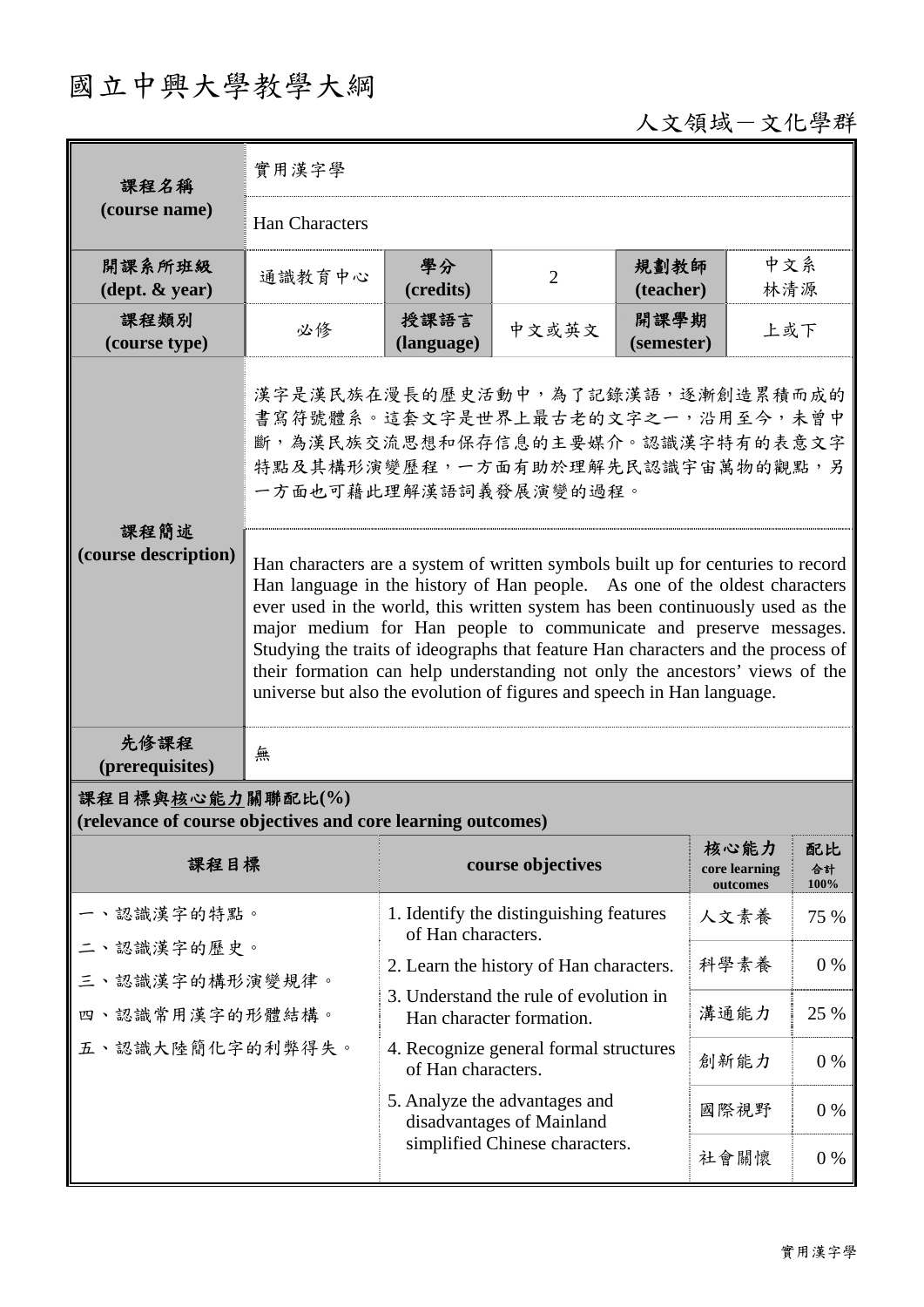# 國立中興大學教學大綱

人文領域－文化學群

| 課程名稱 (course name) | 實用漢字學 | | | | |
|---|---|---|---|---|---|
| | Han Characters | | | | |
| 開課系所班級 (dept. & year) | 通識教育中心 | 學分 (credits) | 2 | 規劃教師 (teacher) | 中文系 林清源 |
| 課程類別 (course type) | 必修 | 授課語言 (language) | 中文或英文 | 開課學期 (semester) | 上或下 |
| 課程簡述 (course description) | 漢字是漢民族在漫長的歷史活動中，為了記錄漢語，逐漸創造累積而成的書寫符號體系。這套文字是世界上最古老的文字之一，沿用至今，未曾中斷，為漢民族交流思想和保存信息的主要媒介。認識漢字特有的表意文字特點及其構形演變歷程，一方面有助於理解先民認識宇宙萬物的觀點，另一方面也可藉此理解漢語詞義發展演變的過程。 | | | | |
| | Han characters are a system of written symbols built up for centuries to record Han language in the history of Han people. As one of the oldest characters ever used in the world, this written system has been continuously used as the major medium for Han people to communicate and preserve messages. Studying the traits of ideographs that feature Han characters and the process of their formation can help understanding not only the ancestors' views of the universe but also the evolution of figures and speech in Han language. | | | | |
| 先修課程 (prerequisites) | 無 | | | | |

**課程目標與核心能力關聯配比(%)**
**(relevance of course objectives and core learning outcomes)**

| 課程目標 | course objectives | 核心能力 core learning outcomes | 配比 合計 100% |
|---|---|---|---|
| 一、認識漢字的特點。 | 1. Identify the distinguishing features of Han characters. | 人文素養 | 75 % |
| 二、認識漢字的歷史。 | 2. Learn the history of Han characters. | 科學素養 | 0 % |
| 三、認識漢字的構形演變規律。 | 3. Understand the rule of evolution in Han character formation. | 溝通能力 | 25 % |
| 四、認識常用漢字的形體結構。 | 4. Recognize general formal structures of Han characters. | 創新能力 | 0 % |
| 五、認識大陸簡化字的利弊得失。 | 5. Analyze the advantages and disadvantages of Mainland simplified Chinese characters. | 國際視野 | 0 % |
| | | 社會關懷 | 0 % |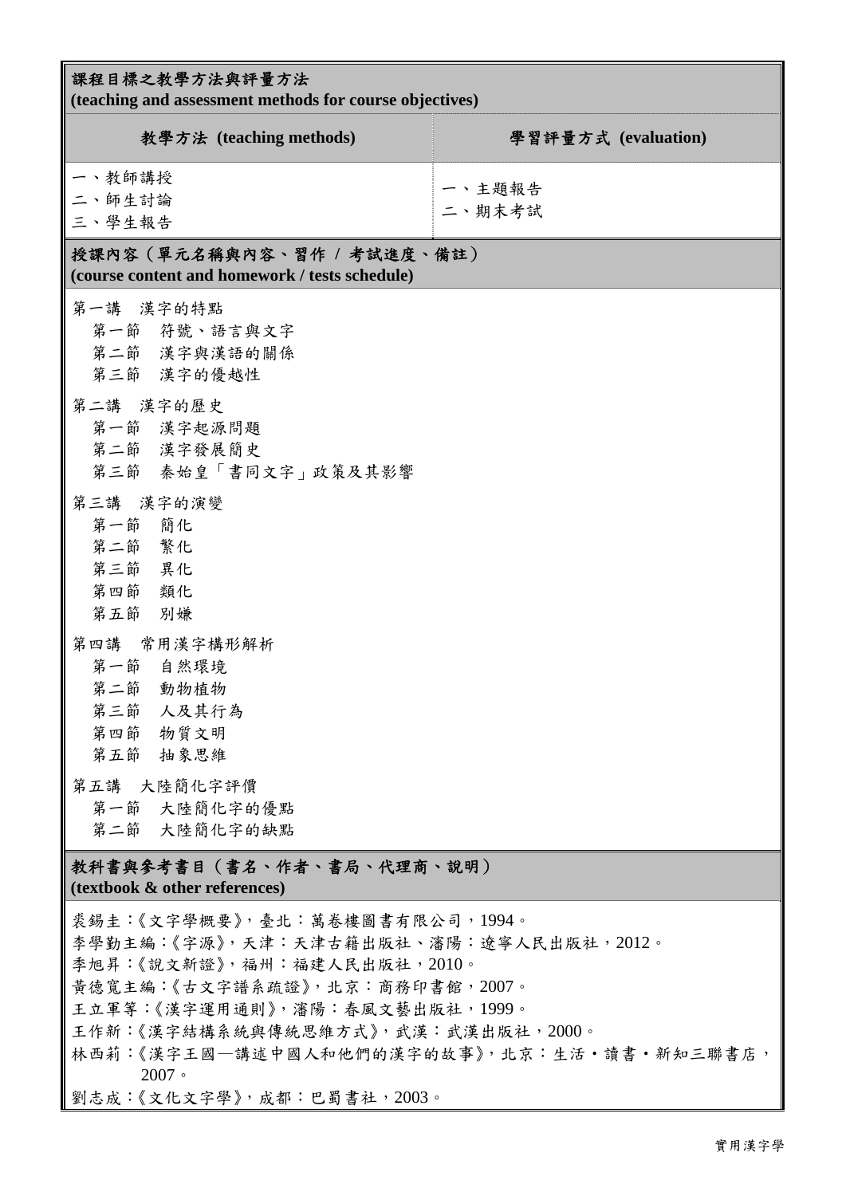| 課程目標之教學方法與評量方法<br>(teaching and assessment methods for course objectives) | |
|---|---|
| **教學方法 (teaching methods)** | **學習評量方式 (evaluation)** |
| 一、教師講授<br>二、師生討論<br>三、學生報告 | 一、主題報告<br>二、期末考試 |

**授課內容（單元名稱與內容、習作 / 考試進度、備註）**
**(course content and homework / tests schedule)**

第一講　漢字的特點
- 第一節　符號、語言與文字
- 第二節　漢字與漢語的關係
- 第三節　漢字的優越性

第二講　漢字的歷史
- 第一節　漢字起源問題
- 第二節　漢字發展簡史
- 第三節　秦始皇「書同文字」政策及其影響

第三講　漢字的演變
- 第一節　簡化
- 第二節　繁化
- 第三節　異化
- 第四節　類化
- 第五節　別嫌

第四講　常用漢字構形解析
- 第一節　自然環境
- 第二節　動物植物
- 第三節　人及其行為
- 第四節　物質文明
- 第五節　抽象思維

第五講　大陸簡化字評價
- 第一節　大陸簡化字的優點
- 第二節　大陸簡化字的缺點

**教科書與參考書目（書名、作者、書局、代理商、說明）**
**(textbook & other references)**

裘錫圭：《文字學概要》，臺北：萬卷樓圖書有限公司，1994。
李學勤主編：《字源》，天津：天津古籍出版社、瀋陽：遼寧人民出版社，2012。
季旭昇：《說文新證》，福州：福建人民出版社，2010。
黃德寬主編：《古文字譜系疏證》，北京：商務印書館，2007。
王立軍等：《漢字運用通則》，瀋陽：春風文藝出版社，1999。
王作新：《漢字結構系統與傳統思維方式》，武漢：武漢出版社，2000。
林西莉：《漢字王國—講述中國人和他們的漢字的故事》，北京：生活・讀書・新知三聯書店，2007。
劉志成：《文化文字學》，成都：巴蜀書社，2003。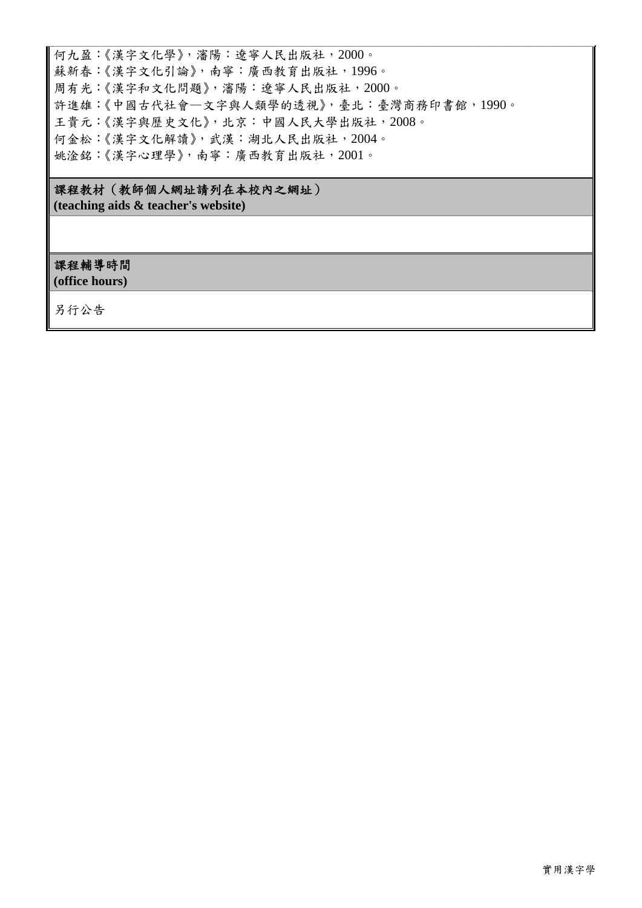何九盈：《漢字文化學》，瀋陽：遼寧人民出版社，2000。
蘇新春：《漢字文化引論》，南寧：廣西教育出版社，1996。
周有光：《漢字和文化問題》，瀋陽：遼寧人民出版社，2000。
許進雄：《中國古代社會—文字與人類學的透視》，臺北：臺灣商務印書館，1990。
王貴元：《漢字與歷史文化》，北京：中國人民大學出版社，2008。
何金松：《漢字文化解讀》，武漢：湖北人民出版社，2004。
姚淦銘：《漢字心理學》，南寧：廣西教育出版社，2001。

**課程教材（教師個人網址請列在本校內之網址）**
**(teaching aids & teacher's website)**

**課程輔導時間**
**(office hours)**

另行公告